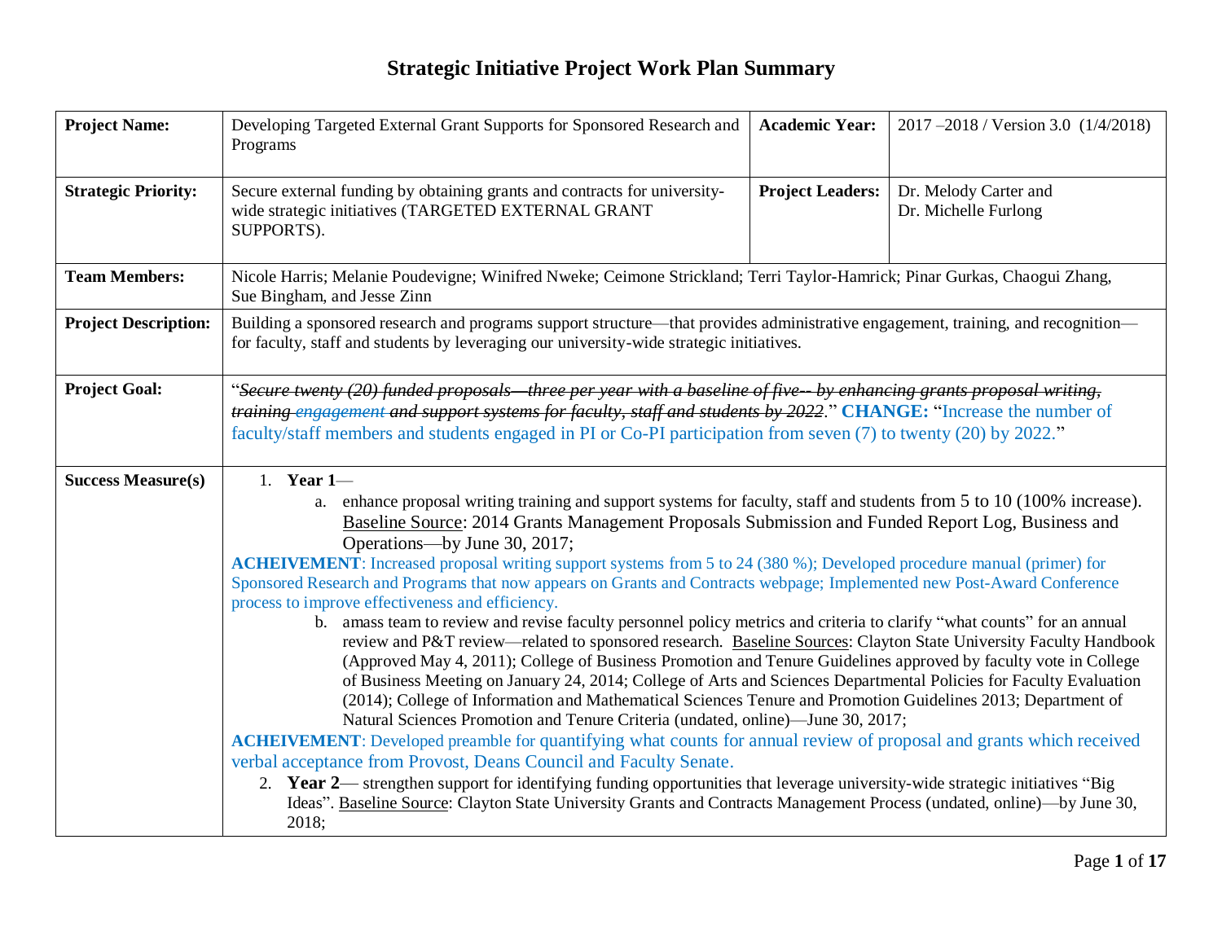# Strategic Initiative Project Work Plan Summary

| | | | |
|---|---|---|---|
| **Project Name:** | Developing Targeted External Grant Supports for Sponsored Research and Programs | **Academic Year:** | 2017 –2018 / Version 3.0 (1/4/2018) |
| **Strategic Priority:** | Secure external funding by obtaining grants and contracts for university-wide strategic initiatives (TARGETED EXTERNAL GRANT SUPPORTS). | **Project Leaders:** | Dr. Melody Carter and Dr. Michelle Furlong |
| **Team Members:** | Nicole Harris; Melanie Poudevigne; Winifred Nweke; Ceimone Strickland; Terri Taylor-Hamrick; Pinar Gurkas, Chaogui Zhang, Sue Bingham, and Jesse Zinn | | |
| **Project Description:** | Building a sponsored research and programs support structure—that provides administrative engagement, training, and recognition—for faculty, staff and students by leveraging our university-wide strategic initiatives. | | |
| **Project Goal:** | "~~*Secure twenty (20) funded proposals—three per year with a baseline of five-- by enhancing grants proposal writing, training engagement and support systems for faculty, staff and students by 2022*~~." **CHANGE:** "Increase the number of faculty/staff members and students engaged in PI or Co-PI participation from seven (7) to twenty (20) by 2022." | | |
| **Success Measure(s)** | 1. **Year 1**—<br>a. enhance proposal writing training and support systems for faculty, staff and students from 5 to 10 (100% increase). Baseline Source: 2014 Grants Management Proposals Submission and Funded Report Log, Business and Operations—by June 30, 2017;<br>**ACHEIVEMENT**: Increased proposal writing support systems from 5 to 24 (380 %); Developed procedure manual (primer) for Sponsored Research and Programs that now appears on Grants and Contracts webpage; Implemented new Post-Award Conference process to improve effectiveness and efficiency.<br>b. amass team to review and revise faculty personnel policy metrics and criteria to clarify "what counts" for an annual review and P&T review—related to sponsored research. Baseline Sources: Clayton State University Faculty Handbook (Approved May 4, 2011); College of Business Promotion and Tenure Guidelines approved by faculty vote in College of Business Meeting on January 24, 2014; College of Arts and Sciences Departmental Policies for Faculty Evaluation (2014); College of Information and Mathematical Sciences Tenure and Promotion Guidelines 2013; Department of Natural Sciences Promotion and Tenure Criteria (undated, online)—June 30, 2017;<br>**ACHEIVEMENT**: Developed preamble for quantifying what counts for annual review of proposal and grants which received verbal acceptance from Provost, Deans Council and Faculty Senate.<br>2. **Year 2**— strengthen support for identifying funding opportunities that leverage university-wide strategic initiatives "Big Ideas". Baseline Source: Clayton State University Grants and Contracts Management Process (undated, online)—by June 30, 2018; | | |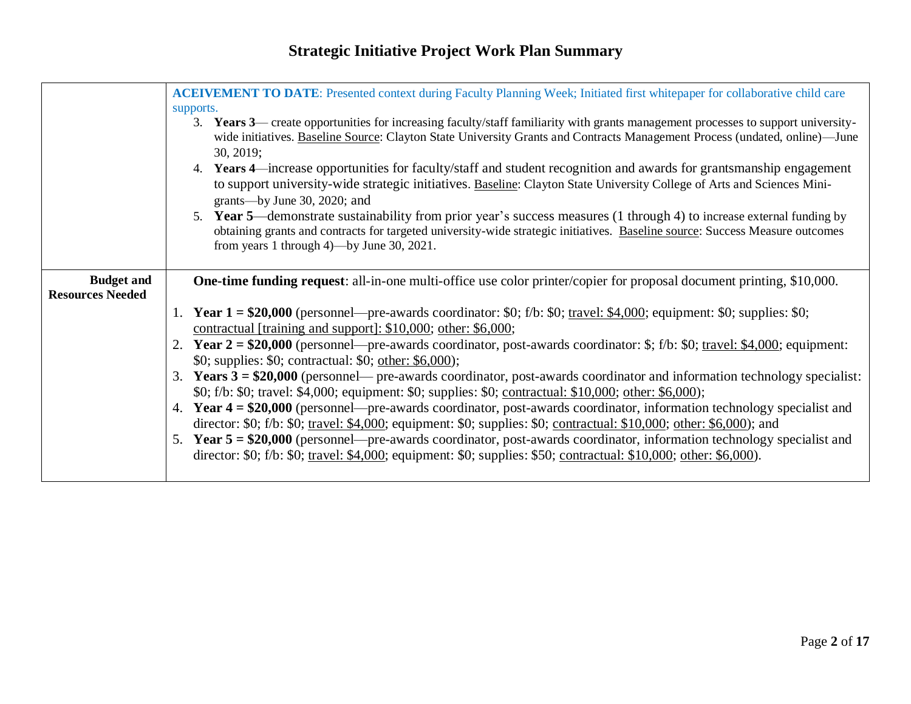# Strategic Initiative Project Work Plan Summary

| | |
|---|---|
| | **ACEIVEMENT TO DATE**: Presented context during Faculty Planning Week; Initiated first whitepaper for collaborative child care supports.<br>3. **Years 3**— create opportunities for increasing faculty/staff familiarity with grants management processes to support university-wide initiatives. <u>Baseline Source</u>: Clayton State University Grants and Contracts Management Process (undated, online)—June 30, 2019;<br>4. **Years 4**—increase opportunities for faculty/staff and student recognition and awards for grantsmanship engagement to support university-wide strategic initiatives. <u>Baseline</u>: Clayton State University College of Arts and Sciences Mini-grants—by June 30, 2020; and<br>5. **Year 5**—demonstrate sustainability from prior year's success measures (1 through 4) to increase external funding by obtaining grants and contracts for targeted university-wide strategic initiatives. <u>Baseline source</u>: Success Measure outcomes from years 1 through 4)—by June 30, 2021. |
| **Budget and Resources Needed** | **One-time funding request**: all-in-one multi-office use color printer/copier for proposal document printing, $10,000.<br>1. **Year 1 = $20,000** (personnel—pre-awards coordinator: $0; f/b: $0; <u>travel: $4,000</u>; equipment: $0; supplies: $0; <u>contractual [training and support]: $10,000</u>; <u>other: $6,000</u>;<br>2. **Year 2 = $20,000** (personnel—pre-awards coordinator, post-awards coordinator: $; f/b: $0; <u>travel: $4,000</u>; equipment: $0; supplies: $0; contractual: $0; <u>other: $6,000</u>);<br>3. **Years 3 = $20,000** (personnel— pre-awards coordinator, post-awards coordinator and information technology specialist: $0; f/b: $0; travel: $4,000; equipment: $0; supplies: $0; <u>contractual: $10,000</u>; <u>other: $6,000</u>);<br>4. **Year 4 = $20,000** (personnel—pre-awards coordinator, post-awards coordinator, information technology specialist and director: $0; f/b: $0; <u>travel: $4,000</u>; equipment: $0; supplies: $0; <u>contractual: $10,000</u>; <u>other: $6,000</u>); and<br>5. **Year 5 = $20,000** (personnel—pre-awards coordinator, post-awards coordinator, information technology specialist and director: $0; f/b: $0; <u>travel: $4,000</u>; equipment: $0; supplies: $50; <u>contractual: $10,000</u>; <u>other: $6,000</u>). |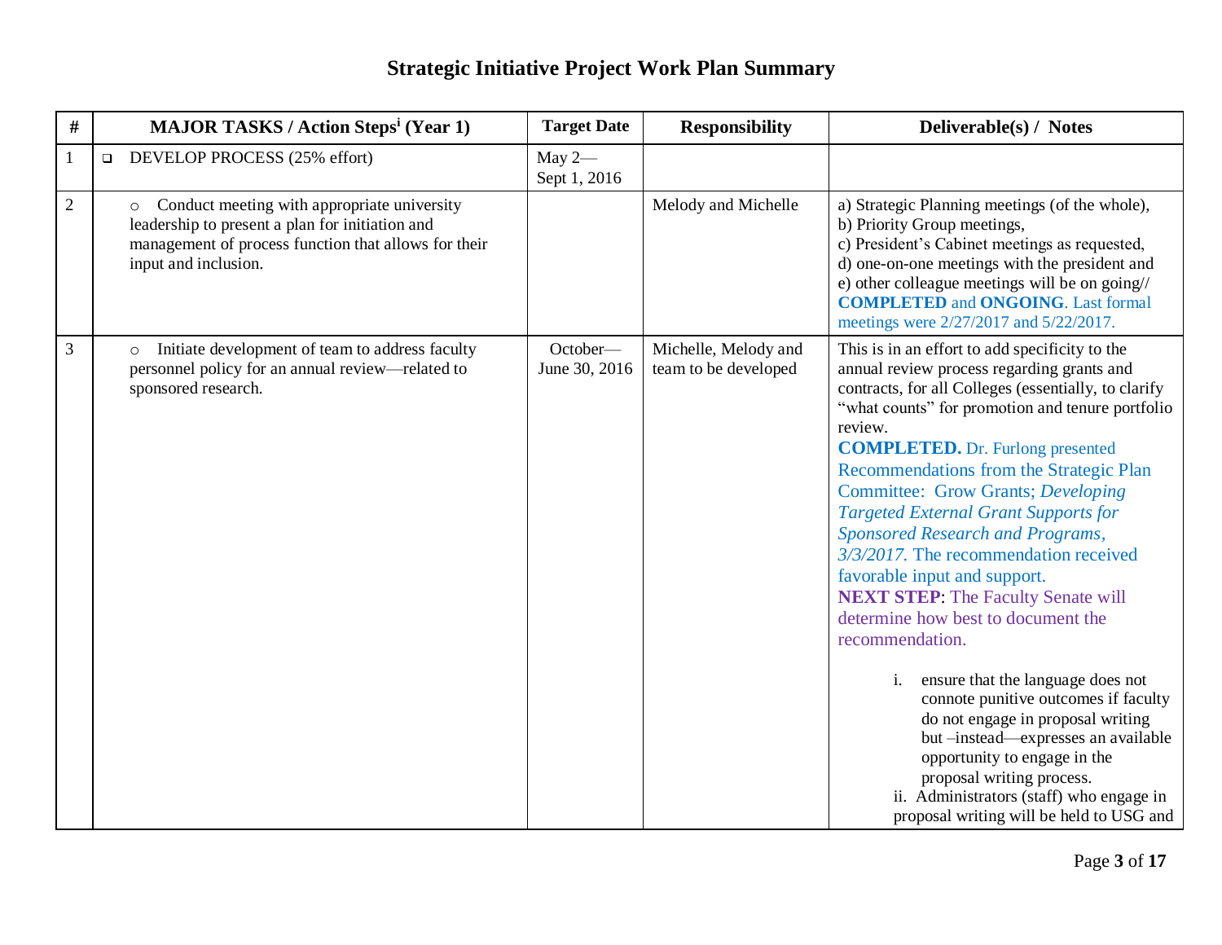# Strategic Initiative Project Work Plan Summary

| # | MAJOR TASKS / Action Steps[i] (Year 1) | Target Date | Responsibility | Deliverable(s) / Notes |
|---|---|---|---|---|
| 1 | ❑ DEVELOP PROCESS (25% effort) | May 2—Sept 1, 2016 | | |
| 2 | ○ Conduct meeting with appropriate university leadership to present a plan for initiation and management of process function that allows for their input and inclusion. | | Melody and Michelle | a) Strategic Planning meetings (of the whole),<br>b) Priority Group meetings,<br>c) President's Cabinet meetings as requested,<br>d) one-on-one meetings with the president and<br>e) other colleague meetings will be on going// **COMPLETED** and **ONGOING**. Last formal meetings were 2/27/2017 and 5/22/2017. |
| 3 | ○ Initiate development of team to address faculty personnel policy for an annual review—related to sponsored research. | October—June 30, 2016 | Michelle, Melody and team to be developed | This is in an effort to add specificity to the annual review process regarding grants and contracts, for all Colleges (essentially, to clarify "what counts" for promotion and tenure portfolio review.<br>**COMPLETED.** Dr. Furlong presented Recommendations from the Strategic Plan Committee: Grow Grants; *Developing Targeted External Grant Supports for Sponsored Research and Programs, 3/3/2017.* The recommendation received favorable input and support.<br>**NEXT STEP**: The Faculty Senate will determine how best to document the recommendation.<br>i. ensure that the language does not connote punitive outcomes if faculty do not engage in proposal writing but –instead—expresses an available opportunity to engage in the proposal writing process.<br>ii. Administrators (staff) who engage in proposal writing will be held to USG and |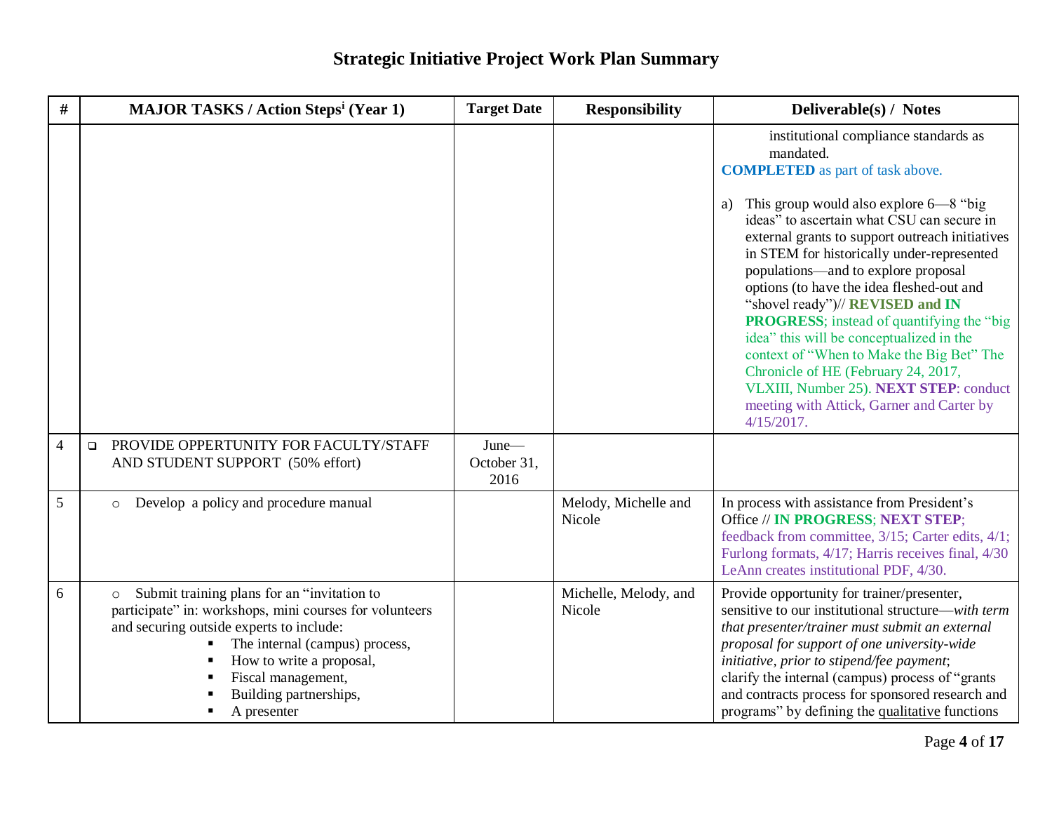# Strategic Initiative Project Work Plan Summary

| # | MAJOR TASKS / Action Steps[i] (Year 1) | Target Date | Responsibility | Deliverable(s) / Notes |
|---|---|---|---|---|
| | | | | institutional compliance standards as mandated. **COMPLETED** as part of task above. a) This group would also explore 6—8 "big ideas" to ascertain what CSU can secure in external grants to support outreach initiatives in STEM for historically under-represented populations—and to explore proposal options (to have the idea fleshed-out and "shovel ready")// **REVISED and IN PROGRESS**; instead of quantifying the "big idea" this will be conceptualized in the context of "When to Make the Big Bet" The Chronicle of HE (February 24, 2017, VLXIII, Number 25). **NEXT STEP**: conduct meeting with Attick, Garner and Carter by 4/15/2017. |
| 4 | ❑ PROVIDE OPPERTUNITY FOR FACULTY/STAFF AND STUDENT SUPPORT (50% effort) | June—October 31, 2016 | | |
| 5 | ○ Develop a policy and procedure manual | | Melody, Michelle and Nicole | In process with assistance from President's Office // **IN PROGRESS**; **NEXT STEP**; feedback from committee, 3/15; Carter edits, 4/1; Furlong formats, 4/17; Harris receives final, 4/30 LeAnn creates institutional PDF, 4/30. |
| 6 | ○ Submit training plans for an "invitation to participate" in: workshops, mini courses for volunteers and securing outside experts to include: ▪ The internal (campus) process, ▪ How to write a proposal, ▪ Fiscal management, ▪ Building partnerships, ▪ A presenter | | Michelle, Melody, and Nicole | Provide opportunity for trainer/presenter, sensitive to our institutional structure—*with term that presenter/trainer must submit an external proposal for support of one university-wide initiative, prior to stipend/fee payment*; clarify the internal (campus) process of "grants and contracts process for sponsored research and programs" by defining the qualitative functions |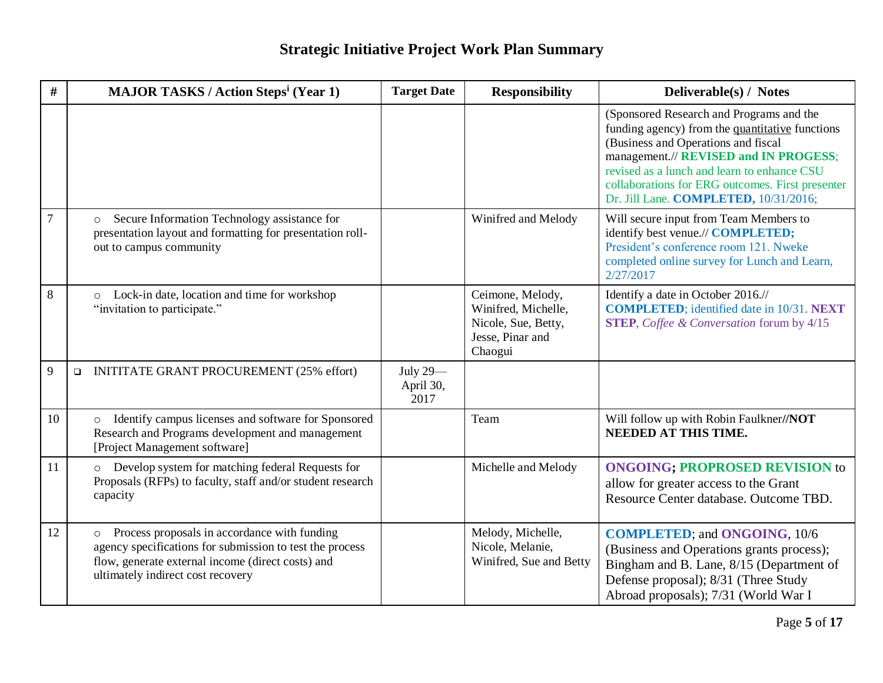# Strategic Initiative Project Work Plan Summary

| # | MAJOR TASKS / Action Steps[i] (Year 1) | Target Date | Responsibility | Deliverable(s) / Notes |
|---|---|---|---|---|
| | | | | (Sponsored Research and Programs and the funding agency) from the quantitative functions (Business and Operations and fiscal management.// **REVISED and IN PROGESS**; revised as a lunch and learn to enhance CSU collaborations for ERG outcomes. First presenter Dr. Jill Lane. **COMPLETED,** 10/31/2016; |
| 7 | ○ Secure Information Technology assistance for presentation layout and formatting for presentation roll-out to campus community | | Winifred and Melody | Will secure input from Team Members to identify best venue.// **COMPLETED;** President's conference room 121. Nweke completed online survey for Lunch and Learn, 2/27/2017 |
| 8 | ○ Lock-in date, location and time for workshop "invitation to participate." | | Ceimone, Melody, Winifred, Michelle, Nicole, Sue, Betty, Jesse, Pinar and Chaogui | Identify a date in October 2016.// **COMPLETED**; identified date in 10/31. **NEXT STEP**, *Coffee & Conversation* forum by 4/15 |
| 9 | ❑ INITITATE GRANT PROCUREMENT (25% effort) | July 29—April 30, 2017 | | |
| 10 | ○ Identify campus licenses and software for Sponsored Research and Programs development and management [Project Management software] | | Team | Will follow up with Robin Faulkner**//NOT NEEDED AT THIS TIME.** |
| 11 | ○ Develop system for matching federal Requests for Proposals (RFPs) to faculty, staff and/or student research capacity | | Michelle and Melody | **ONGOING; PROPROSED REVISION** to allow for greater access to the Grant Resource Center database. Outcome TBD. |
| 12 | ○ Process proposals in accordance with funding agency specifications for submission to test the process flow, generate external income (direct costs) and ultimately indirect cost recovery | | Melody, Michelle, Nicole, Melanie, Winifred, Sue and Betty | **COMPLETED**; and **ONGOING**, 10/6 (Business and Operations grants process); Bingham and B. Lane, 8/15 (Department of Defense proposal); 8/31 (Three Study Abroad proposals); 7/31 (World War I |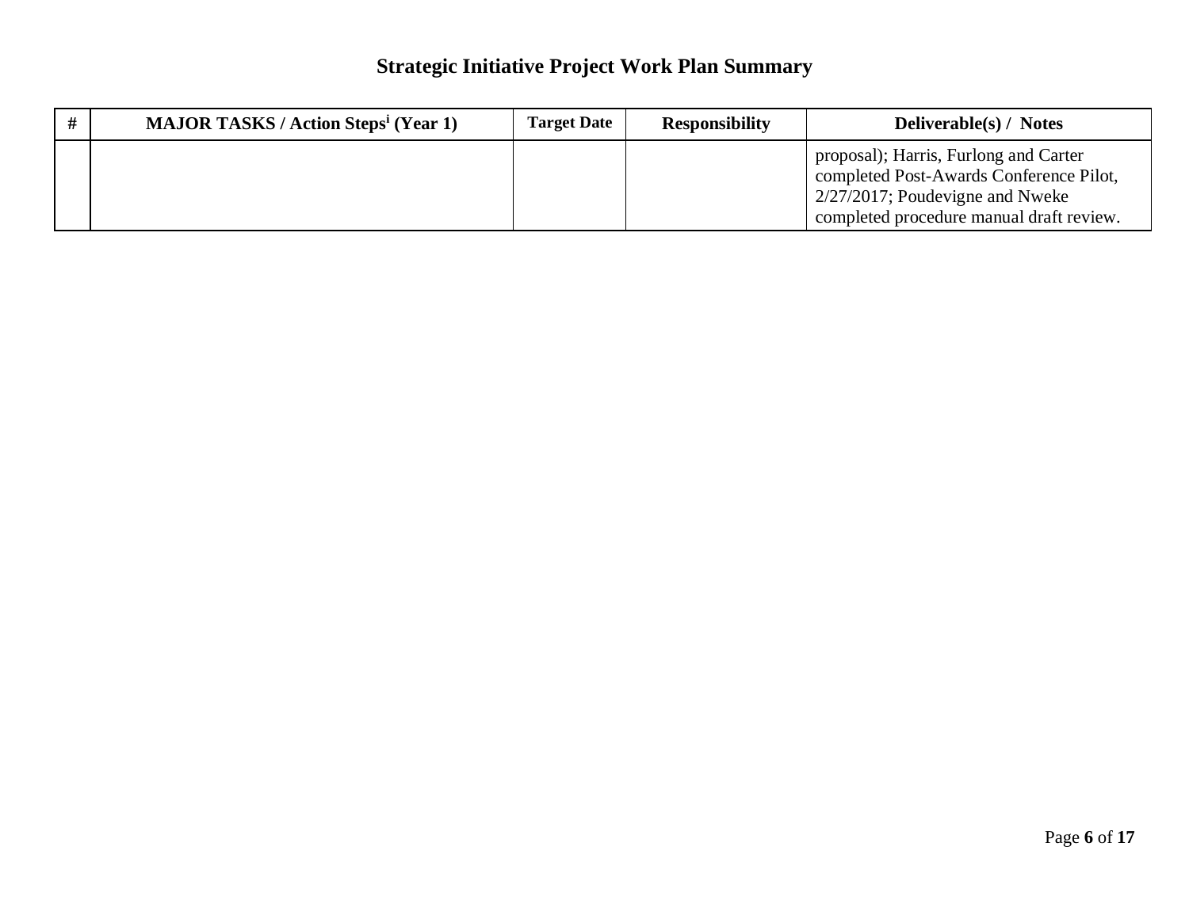## Strategic Initiative Project Work Plan Summary

| # | MAJOR TASKS / Action Steps[i] (Year 1) | Target Date | Responsibility | Deliverable(s) / Notes |
|---|---|---|---|---|
| | | | | proposal); Harris, Furlong and Carter completed Post-Awards Conference Pilot, 2/27/2017; Poudevigne and Nweke completed procedure manual draft review. |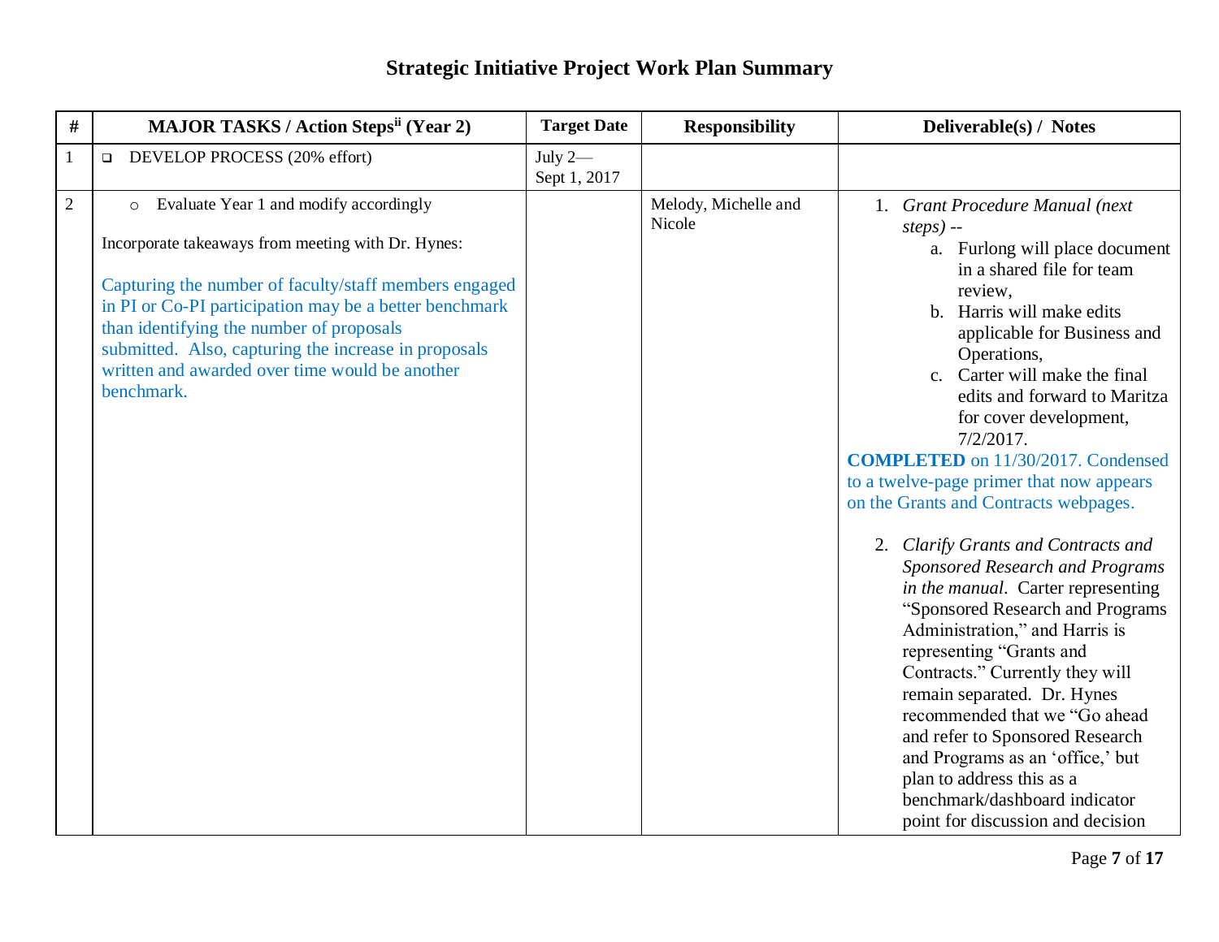# Strategic Initiative Project Work Plan Summary

| # | MAJOR TASKS / Action Steps[ii] (Year 2) | Target Date | Responsibility | Deliverable(s) / Notes |
|---|---|---|---|---|
| 1 | ❑ DEVELOP PROCESS (20% effort) | July 2— Sept 1, 2017 | | |
| 2 | ○ Evaluate Year 1 and modify accordingly<br><br>Incorporate takeaways from meeting with Dr. Hynes:<br><br>Capturing the number of faculty/staff members engaged in PI or Co-PI participation may be a better benchmark than identifying the number of proposals submitted. Also, capturing the increase in proposals written and awarded over time would be another benchmark. | | Melody, Michelle and Nicole | 1. *Grant Procedure Manual (next steps)* --<br>a. Furlong will place document in a shared file for team review,<br>b. Harris will make edits applicable for Business and Operations,<br>c. Carter will make the final edits and forward to Maritza for cover development, 7/2/2017.<br>**COMPLETED** on 11/30/2017. Condensed to a twelve-page primer that now appears on the Grants and Contracts webpages.<br><br>2. *Clarify Grants and Contracts and Sponsored Research and Programs in the manual*. Carter representing "Sponsored Research and Programs Administration," and Harris is representing "Grants and Contracts." Currently they will remain separated. Dr. Hynes recommended that we "Go ahead and refer to Sponsored Research and Programs as an 'office,' but plan to address this as a benchmark/dashboard indicator point for discussion and decision |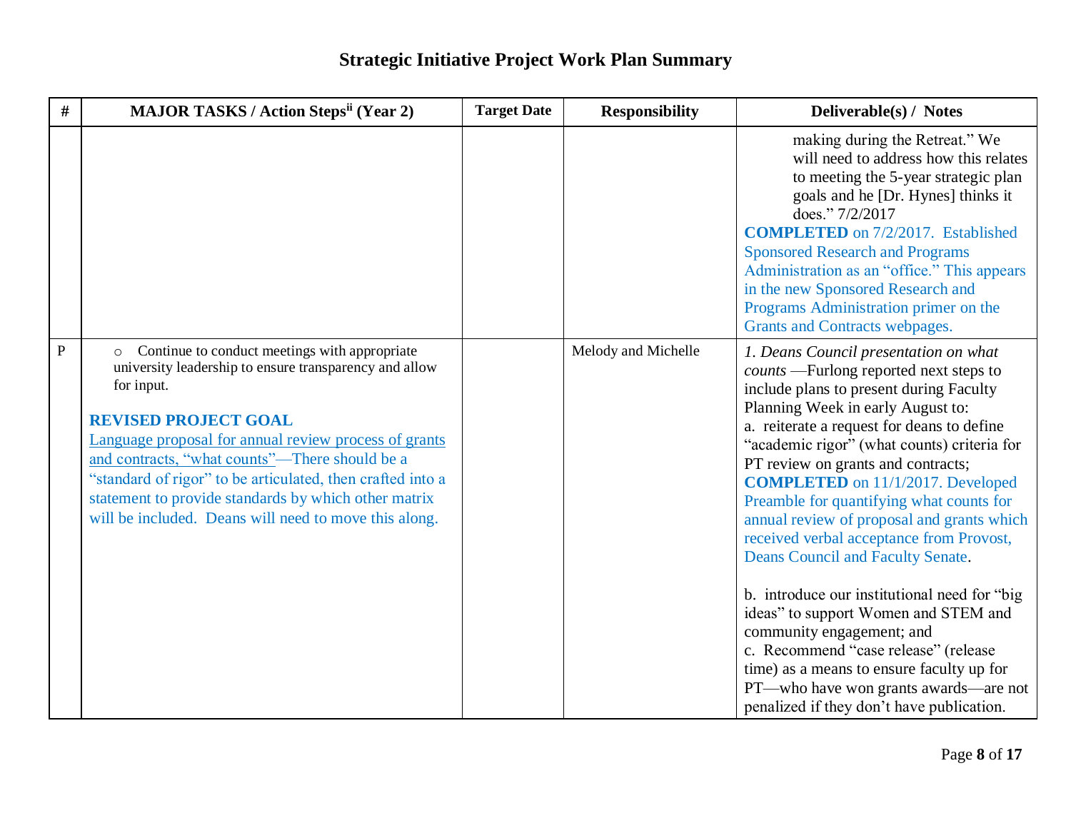## Strategic Initiative Project Work Plan Summary

| # | MAJOR TASKS / Action Steps[ii] (Year 2) | Target Date | Responsibility | Deliverable(s) / Notes |
|---|---|---|---|---|
| | | | | making during the Retreat." We will need to address how this relates to meeting the 5-year strategic plan goals and he [Dr. Hynes] thinks it does." 7/2/2017<br>**COMPLETED** on 7/2/2017. Established Sponsored Research and Programs Administration as an "office." This appears in the new Sponsored Research and Programs Administration primer on the Grants and Contracts webpages. |
| P | ○ Continue to conduct meetings with appropriate university leadership to ensure transparency and allow for input.<br><br>**REVISED PROJECT GOAL**<br>Language proposal for annual review process of grants and contracts, "what counts"—There should be a "standard of rigor" to be articulated, then crafted into a statement to provide standards by which other matrix will be included. Deans will need to move this along. | | Melody and Michelle | 1. *Deans Council presentation on what counts* —Furlong reported next steps to include plans to present during Faculty Planning Week in early August to:<br>a. reiterate a request for deans to define "academic rigor" (what counts) criteria for PT review on grants and contracts;<br>**COMPLETED** on 11/1/2017. Developed Preamble for quantifying what counts for annual review of proposal and grants which received verbal acceptance from Provost, Deans Council and Faculty Senate.<br><br>b. introduce our institutional need for "big ideas" to support Women and STEM and community engagement; and<br>c. Recommend "case release" (release time) as a means to ensure faculty up for PT—who have won grants awards—are not penalized if they don't have publication. |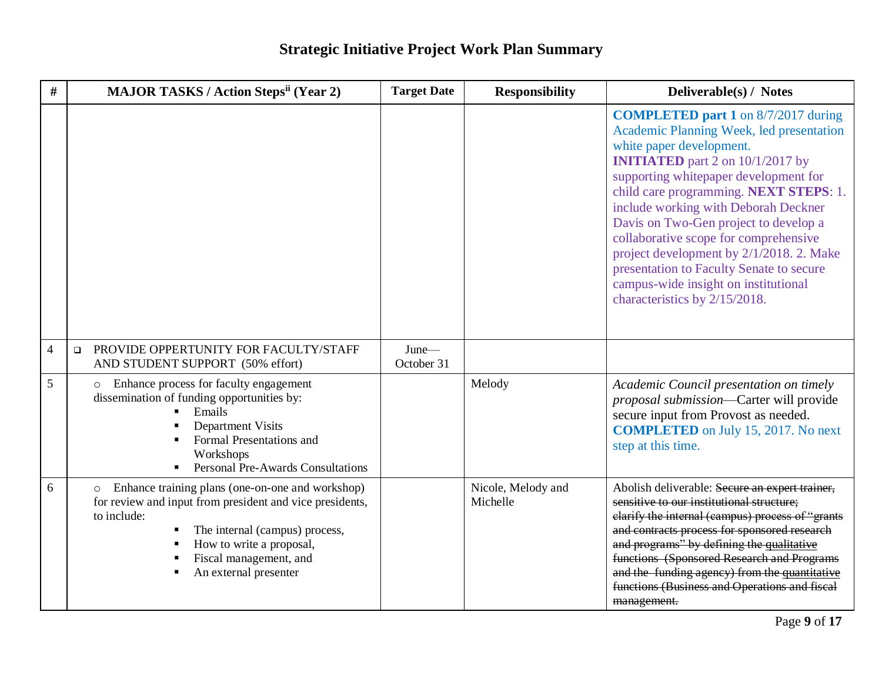## Strategic Initiative Project Work Plan Summary

| # | MAJOR TASKS / Action Steps[ii] (Year 2) | Target Date | Responsibility | Deliverable(s) / Notes |
|---|---|---|---|---|
| | | | | **COMPLETED part 1** on 8/7/2017 during Academic Planning Week, led presentation white paper development. **INITIATED** part 2 on 10/1/2017 by supporting whitepaper development for child care programming. **NEXT STEPS**: 1. include working with Deborah Deckner Davis on Two-Gen project to develop a collaborative scope for comprehensive project development by 2/1/2018. 2. Make presentation to Faculty Senate to secure campus-wide insight on institutional characteristics by 2/15/2018. |
| 4 | ❑ PROVIDE OPPERTUNITY FOR FACULTY/STAFF AND STUDENT SUPPORT (50% effort) | June—October 31 | | |
| 5 | ○ Enhance process for faculty engagement dissemination of funding opportunities by: ▪ Emails ▪ Department Visits ▪ Formal Presentations and Workshops ▪ Personal Pre-Awards Consultations | | Melody | *Academic Council presentation on timely proposal submission*—Carter will provide secure input from Provost as needed. **COMPLETED** on July 15, 2017. No next step at this time. |
| 6 | ○ Enhance training plans (one-on-one and workshop) for review and input from president and vice presidents, to include: ▪ The internal (campus) process, ▪ How to write a proposal, ▪ Fiscal management, and ▪ An external presenter | | Nicole, Melody and Michelle | Abolish deliverable: ~~Secure an expert trainer, sensitive to our institutional structure; clarify the internal (campus) process of "grants and contracts process for sponsored research and programs" by defining the qualitative functions (Sponsored Research and Programs and the funding agency) from the quantitative functions (Business and Operations and fiscal management.~~ |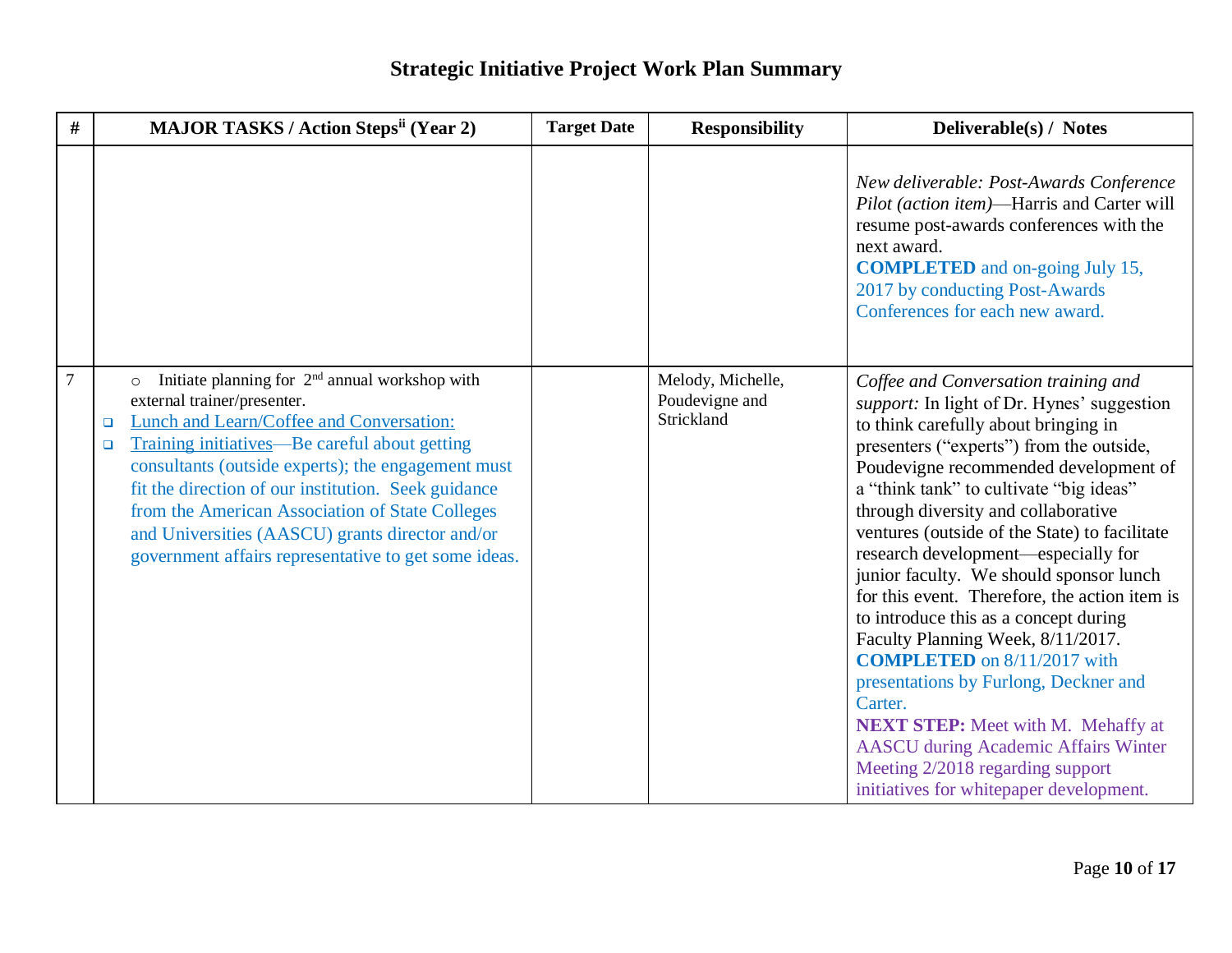## Strategic Initiative Project Work Plan Summary

| # | MAJOR TASKS / Action Steps[ii] (Year 2) | Target Date | Responsibility | Deliverable(s) / Notes |
|---|---|---|---|---|
| | | | | *New deliverable: Post-Awards Conference Pilot (action item)*—Harris and Carter will resume post-awards conferences with the next award. **COMPLETED** and on-going July 15, 2017 by conducting Post-Awards Conferences for each new award. |
| 7 | ○ Initiate planning for 2nd annual workshop with external trainer/presenter.<br>❑ Lunch and Learn/Coffee and Conversation:<br>❑ Training initiatives—Be careful about getting consultants (outside experts); the engagement must fit the direction of our institution. Seek guidance from the American Association of State Colleges and Universities (AASCU) grants director and/or government affairs representative to get some ideas. | | Melody, Michelle, Poudevigne and Strickland | *Coffee and Conversation training and support:* In light of Dr. Hynes' suggestion to think carefully about bringing in presenters ("experts") from the outside, Poudevigne recommended development of a "think tank" to cultivate "big ideas" through diversity and collaborative ventures (outside of the State) to facilitate research development—especially for junior faculty. We should sponsor lunch for this event. Therefore, the action item is to introduce this as a concept during Faculty Planning Week, 8/11/2017. **COMPLETED** on 8/11/2017 with presentations by Furlong, Deckner and Carter. **NEXT STEP:** Meet with M. Mehaffy at AASCU during Academic Affairs Winter Meeting 2/2018 regarding support initiatives for whitepaper development. |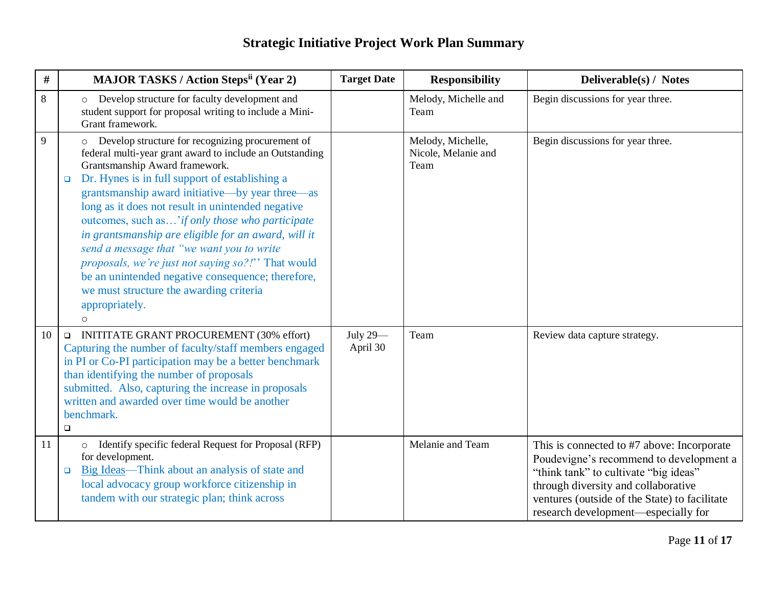# Strategic Initiative Project Work Plan Summary

| # | MAJOR TASKS / Action Steps[ii] (Year 2) | Target Date | Responsibility | Deliverable(s) / Notes |
|---|---|---|---|---|
| 8 | ○ Develop structure for faculty development and student support for proposal writing to include a Mini-Grant framework. | | Melody, Michelle and Team | Begin discussions for year three. |
| 9 | ○ Develop structure for recognizing procurement of federal multi-year grant award to include an Outstanding Grantsmanship Award framework.<br>❑ Dr. Hynes is in full support of establishing a grantsmanship award initiative—by year three—as long as it does not result in unintended negative outcomes, such as…'*if only those who participate in grantsmanship are eligible for an award, will it send a message that "we want you to write proposals, we're just not saying so?!*'' That would be an unintended negative consequence; therefore, we must structure the awarding criteria appropriately.<br>○ | | Melody, Michelle, Nicole, Melanie and Team | Begin discussions for year three. |
| 10 | ❑ INITITATE GRANT PROCUREMENT (30% effort)<br>Capturing the number of faculty/staff members engaged in PI or Co-PI participation may be a better benchmark than identifying the number of proposals submitted. Also, capturing the increase in proposals written and awarded over time would be another benchmark.<br>❑ | July 29—April 30 | Team | Review data capture strategy. |
| 11 | ○ Identify specific federal Request for Proposal (RFP) for development.<br>❑ Big Ideas—Think about an analysis of state and local advocacy group workforce citizenship in tandem with our strategic plan; think across | | Melanie and Team | This is connected to #7 above: Incorporate Poudevigne's recommend to development a "think tank" to cultivate "big ideas" through diversity and collaborative ventures (outside of the State) to facilitate research development—especially for |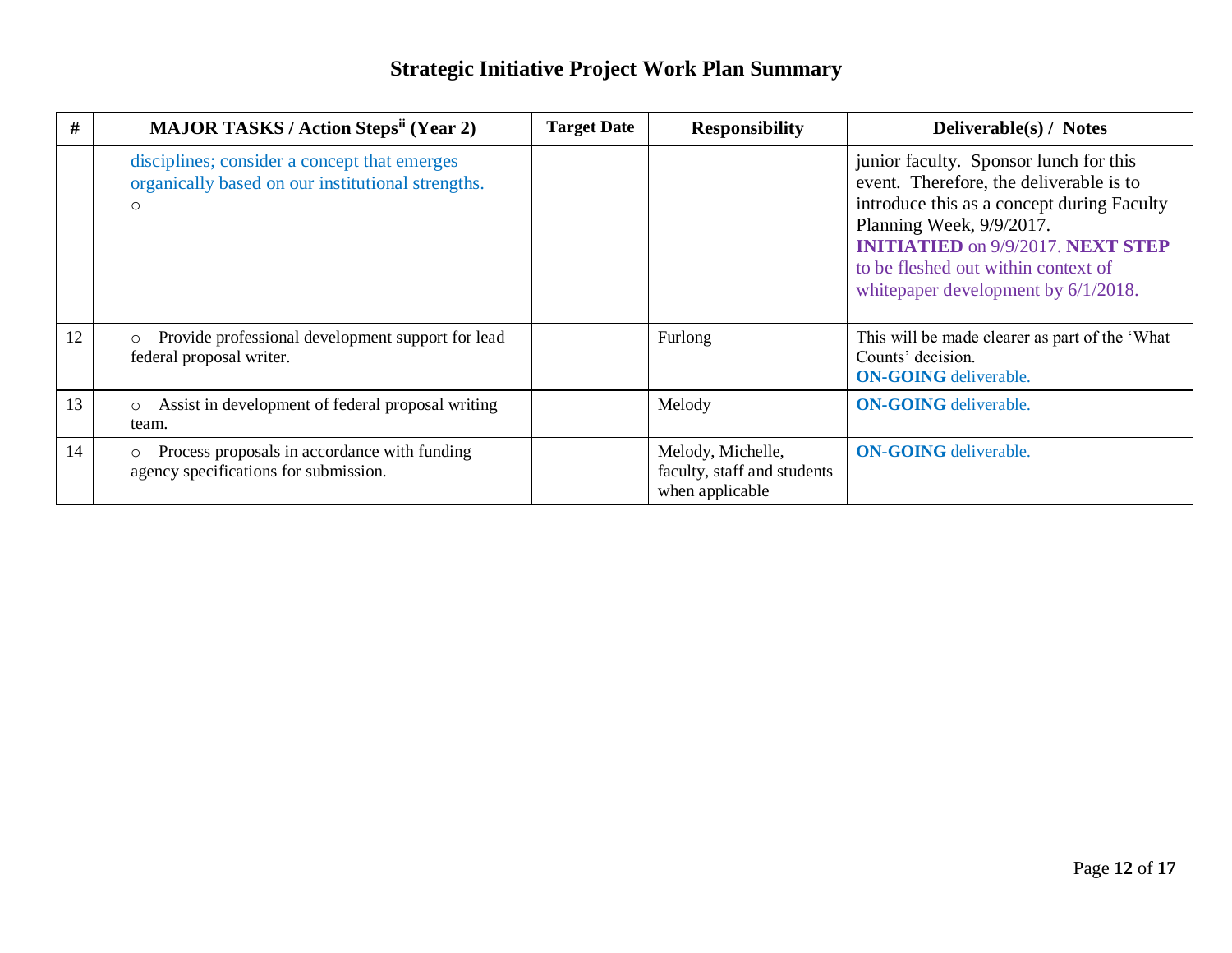# Strategic Initiative Project Work Plan Summary

| # | MAJOR TASKS / Action Steps[ii] (Year 2) | Target Date | Responsibility | Deliverable(s) / Notes |
|---|---|---|---|---|
| | disciplines; consider a concept that emerges organically based on our institutional strengths. ○ | | | junior faculty. Sponsor lunch for this event. Therefore, the deliverable is to introduce this as a concept during Faculty Planning Week, 9/9/2017. **INITIATIED** on 9/9/2017. **NEXT STEP** to be fleshed out within context of whitepaper development by 6/1/2018. |
| 12 | ○ Provide professional development support for lead federal proposal writer. | | Furlong | This will be made clearer as part of the 'What Counts' decision. **ON-GOING** deliverable. |
| 13 | ○ Assist in development of federal proposal writing team. | | Melody | **ON-GOING** deliverable. |
| 14 | ○ Process proposals in accordance with funding agency specifications for submission. | | Melody, Michelle, faculty, staff and students when applicable | **ON-GOING** deliverable. |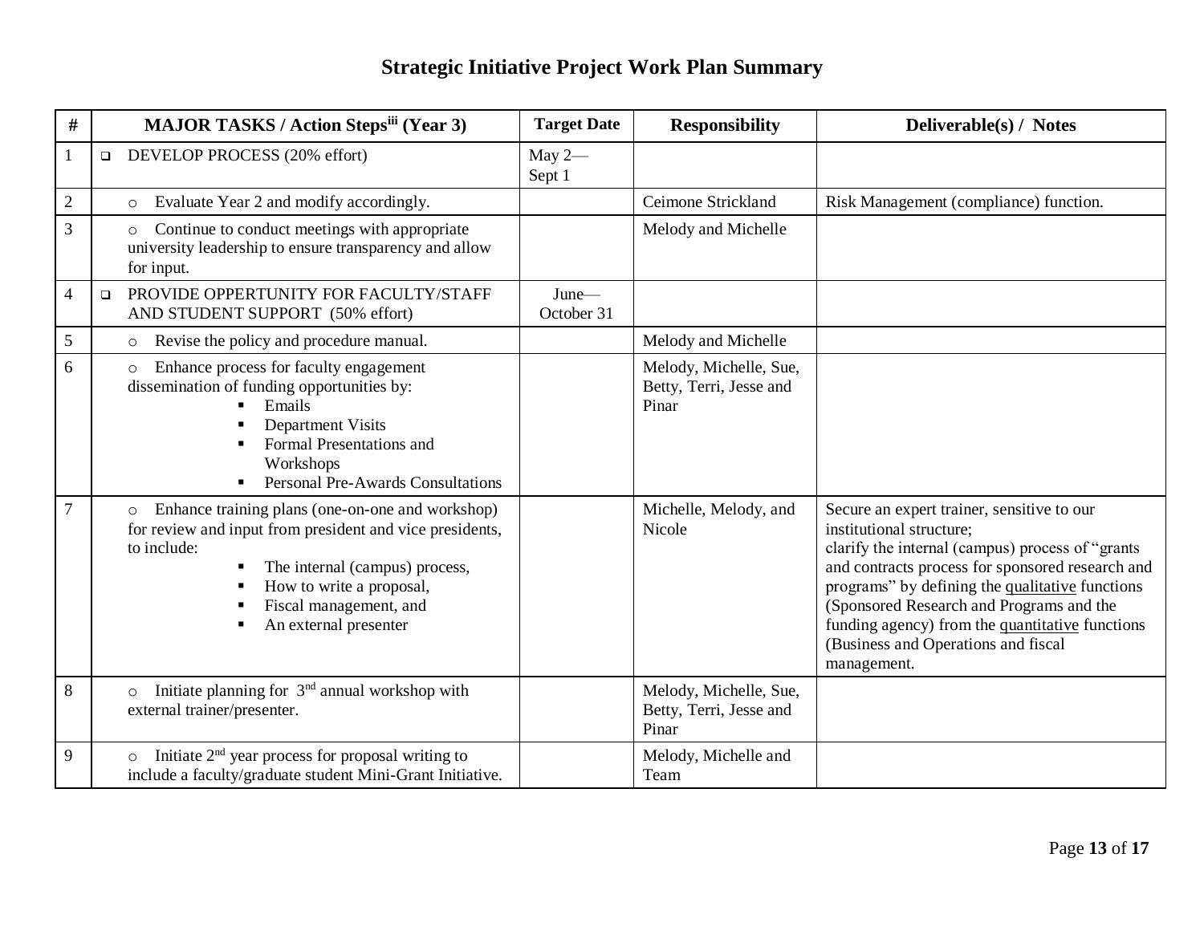# Strategic Initiative Project Work Plan Summary

| # | MAJOR TASKS / Action Steps[iii] (Year 3) | Target Date | Responsibility | Deliverable(s) / Notes |
|---|---|---|---|---|
| 1 | ❑ DEVELOP PROCESS (20% effort) | May 2—Sept 1 | | |
| 2 | ○ Evaluate Year 2 and modify accordingly. | | Ceimone Strickland | Risk Management (compliance) function. |
| 3 | ○ Continue to conduct meetings with appropriate university leadership to ensure transparency and allow for input. | | Melody and Michelle | |
| 4 | ❑ PROVIDE OPPERTUNITY FOR FACULTY/STAFF AND STUDENT SUPPORT (50% effort) | June—October 31 | | |
| 5 | ○ Revise the policy and procedure manual. | | Melody and Michelle | |
| 6 | ○ Enhance process for faculty engagement dissemination of funding opportunities by:<br>▪ Emails<br>▪ Department Visits<br>▪ Formal Presentations and Workshops<br>▪ Personal Pre-Awards Consultations | | Melody, Michelle, Sue, Betty, Terri, Jesse and Pinar | |
| 7 | ○ Enhance training plans (one-on-one and workshop) for review and input from president and vice presidents, to include:<br>▪ The internal (campus) process,<br>▪ How to write a proposal,<br>▪ Fiscal management, and<br>▪ An external presenter | | Michelle, Melody, and Nicole | Secure an expert trainer, sensitive to our institutional structure;<br>clarify the internal (campus) process of "grants and contracts process for sponsored research and programs" by defining the qualitative functions (Sponsored Research and Programs and the funding agency) from the quantitative functions (Business and Operations and fiscal management. |
| 8 | ○ Initiate planning for 3rd annual workshop with external trainer/presenter. | | Melody, Michelle, Sue, Betty, Terri, Jesse and Pinar | |
| 9 | ○ Initiate 2nd year process for proposal writing to include a faculty/graduate student Mini-Grant Initiative. | | Melody, Michelle and Team | |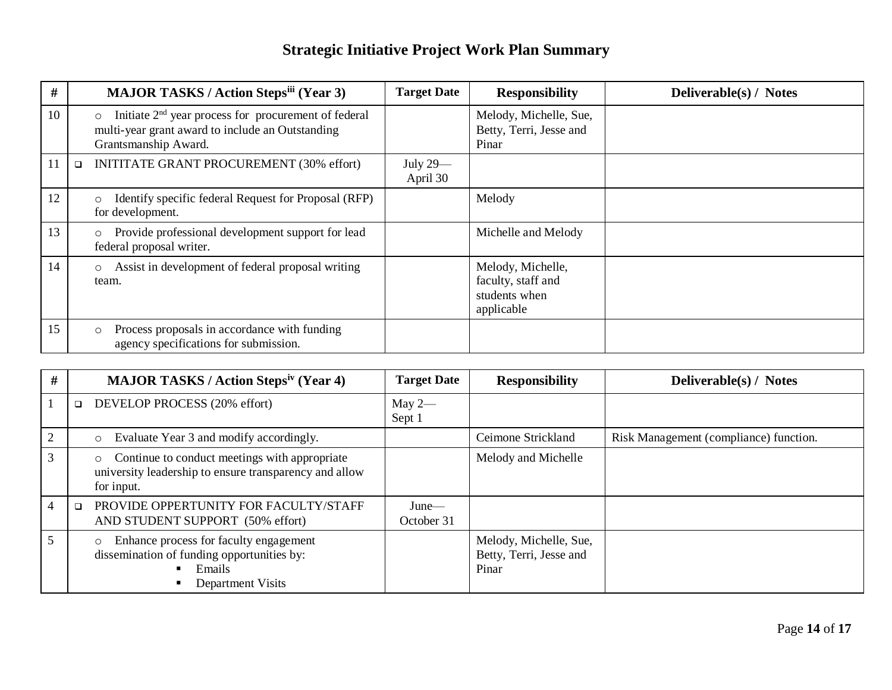# Strategic Initiative Project Work Plan Summary

| # | MAJOR TASKS / Action Steps[iii] (Year 3) | Target Date | Responsibility | Deliverable(s) / Notes |
|---|---|---|---|---|
| 10 | ○ Initiate 2nd year process for procurement of federal multi-year grant award to include an Outstanding Grantsmanship Award. | | Melody, Michelle, Sue, Betty, Terri, Jesse and Pinar | |
| 11 | ❑ INITITATE GRANT PROCUREMENT (30% effort) | July 29—April 30 | | |
| 12 | ○ Identify specific federal Request for Proposal (RFP) for development. | | Melody | |
| 13 | ○ Provide professional development support for lead federal proposal writer. | | Michelle and Melody | |
| 14 | ○ Assist in development of federal proposal writing team. | | Melody, Michelle, faculty, staff and students when applicable | |
| 15 | ○ Process proposals in accordance with funding agency specifications for submission. | | | |

| # | MAJOR TASKS / Action Steps[iv] (Year 4) | Target Date | Responsibility | Deliverable(s) / Notes |
|---|---|---|---|---|
| 1 | ❑ DEVELOP PROCESS (20% effort) | May 2—Sept 1 | | |
| 2 | ○ Evaluate Year 3 and modify accordingly. | | Ceimone Strickland | Risk Management (compliance) function. |
| 3 | ○ Continue to conduct meetings with appropriate university leadership to ensure transparency and allow for input. | | Melody and Michelle | |
| 4 | ❑ PROVIDE OPPERTUNITY FOR FACULTY/STAFF AND STUDENT SUPPORT (50% effort) | June—October 31 | | |
| 5 | ○ Enhance process for faculty engagement dissemination of funding opportunities by: ▪ Emails ▪ Department Visits | | Melody, Michelle, Sue, Betty, Terri, Jesse and Pinar | |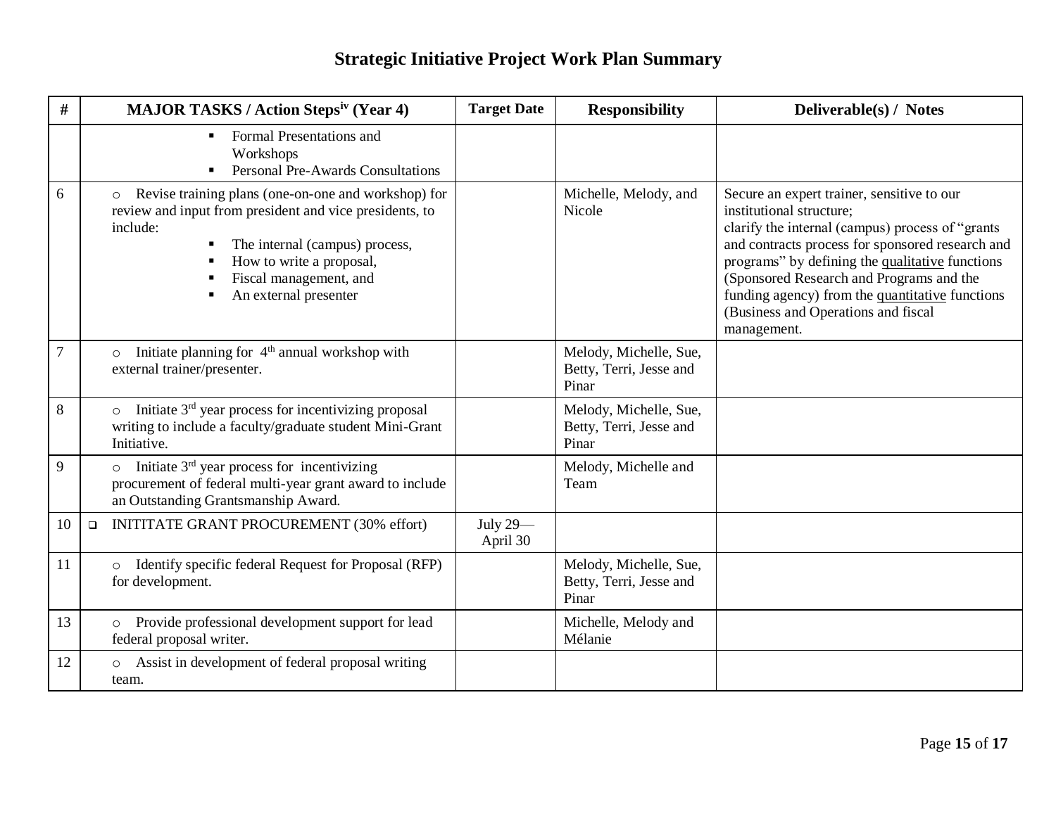# Strategic Initiative Project Work Plan Summary

| # | MAJOR TASKS / Action Steps[iv] (Year 4) | Target Date | Responsibility | Deliverable(s) / Notes |
|---|---|---|---|---|
| | ▪ Formal Presentations and Workshops<br>▪ Personal Pre-Awards Consultations | | | |
| 6 | ○ Revise training plans (one-on-one and workshop) for review and input from president and vice presidents, to include:<br>▪ The internal (campus) process,<br>▪ How to write a proposal,<br>▪ Fiscal management, and<br>▪ An external presenter | | Michelle, Melody, and Nicole | Secure an expert trainer, sensitive to our institutional structure;<br>clarify the internal (campus) process of "grants and contracts process for sponsored research and programs" by defining the <u>qualitative</u> functions (Sponsored Research and Programs and the funding agency) from the <u>quantitative</u> functions (Business and Operations and fiscal management. |
| 7 | ○ Initiate planning for 4th annual workshop with external trainer/presenter. | | Melody, Michelle, Sue, Betty, Terri, Jesse and Pinar | |
| 8 | ○ Initiate 3rd year process for incentivizing proposal writing to include a faculty/graduate student Mini-Grant Initiative. | | Melody, Michelle, Sue, Betty, Terri, Jesse and Pinar | |
| 9 | ○ Initiate 3rd year process for incentivizing procurement of federal multi-year grant award to include an Outstanding Grantsmanship Award. | | Melody, Michelle and Team | |
| 10 | ❑ INITITATE GRANT PROCUREMENT (30% effort) | July 29—April 30 | | |
| 11 | ○ Identify specific federal Request for Proposal (RFP) for development. | | Melody, Michelle, Sue, Betty, Terri, Jesse and Pinar | |
| 13 | ○ Provide professional development support for lead federal proposal writer. | | Michelle, Melody and Mélanie | |
| 12 | ○ Assist in development of federal proposal writing team. | | | |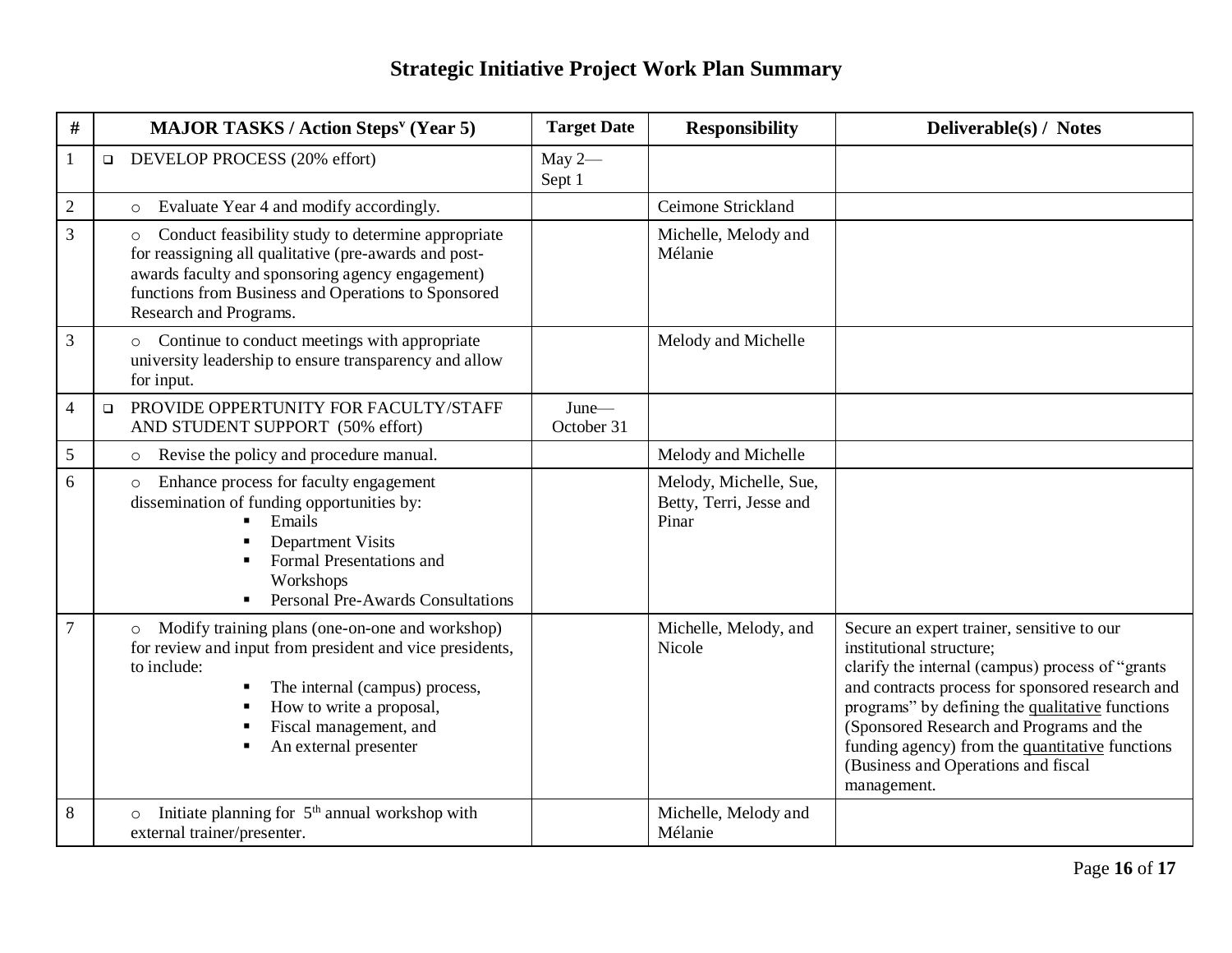# Strategic Initiative Project Work Plan Summary

| # | MAJOR TASKS / Action Steps[v] (Year 5) | Target Date | Responsibility | Deliverable(s) / Notes |
|---|---|---|---|---|
| 1 | ❑ DEVELOP PROCESS (20% effort) | May 2—Sept 1 | | |
| 2 | ○ Evaluate Year 4 and modify accordingly. | | Ceimone Strickland | |
| 3 | ○ Conduct feasibility study to determine appropriate for reassigning all qualitative (pre-awards and post-awards faculty and sponsoring agency engagement) functions from Business and Operations to Sponsored Research and Programs. | | Michelle, Melody and Mélanie | |
| 3 | ○ Continue to conduct meetings with appropriate university leadership to ensure transparency and allow for input. | | Melody and Michelle | |
| 4 | ❑ PROVIDE OPPERTUNITY FOR FACULTY/STAFF AND STUDENT SUPPORT (50% effort) | June—October 31 | | |
| 5 | ○ Revise the policy and procedure manual. | | Melody and Michelle | |
| 6 | ○ Enhance process for faculty engagement dissemination of funding opportunities by:<br>▪ Emails<br>▪ Department Visits<br>▪ Formal Presentations and Workshops<br>▪ Personal Pre-Awards Consultations | | Melody, Michelle, Sue, Betty, Terri, Jesse and Pinar | |
| 7 | ○ Modify training plans (one-on-one and workshop) for review and input from president and vice presidents, to include:<br>▪ The internal (campus) process,<br>▪ How to write a proposal,<br>▪ Fiscal management, and<br>▪ An external presenter | | Michelle, Melody, and Nicole | Secure an expert trainer, sensitive to our institutional structure;<br>clarify the internal (campus) process of "grants and contracts process for sponsored research and programs" by defining the qualitative functions (Sponsored Research and Programs and the funding agency) from the quantitative functions (Business and Operations and fiscal management. |
| 8 | ○ Initiate planning for 5th annual workshop with external trainer/presenter. | | Michelle, Melody and Mélanie | |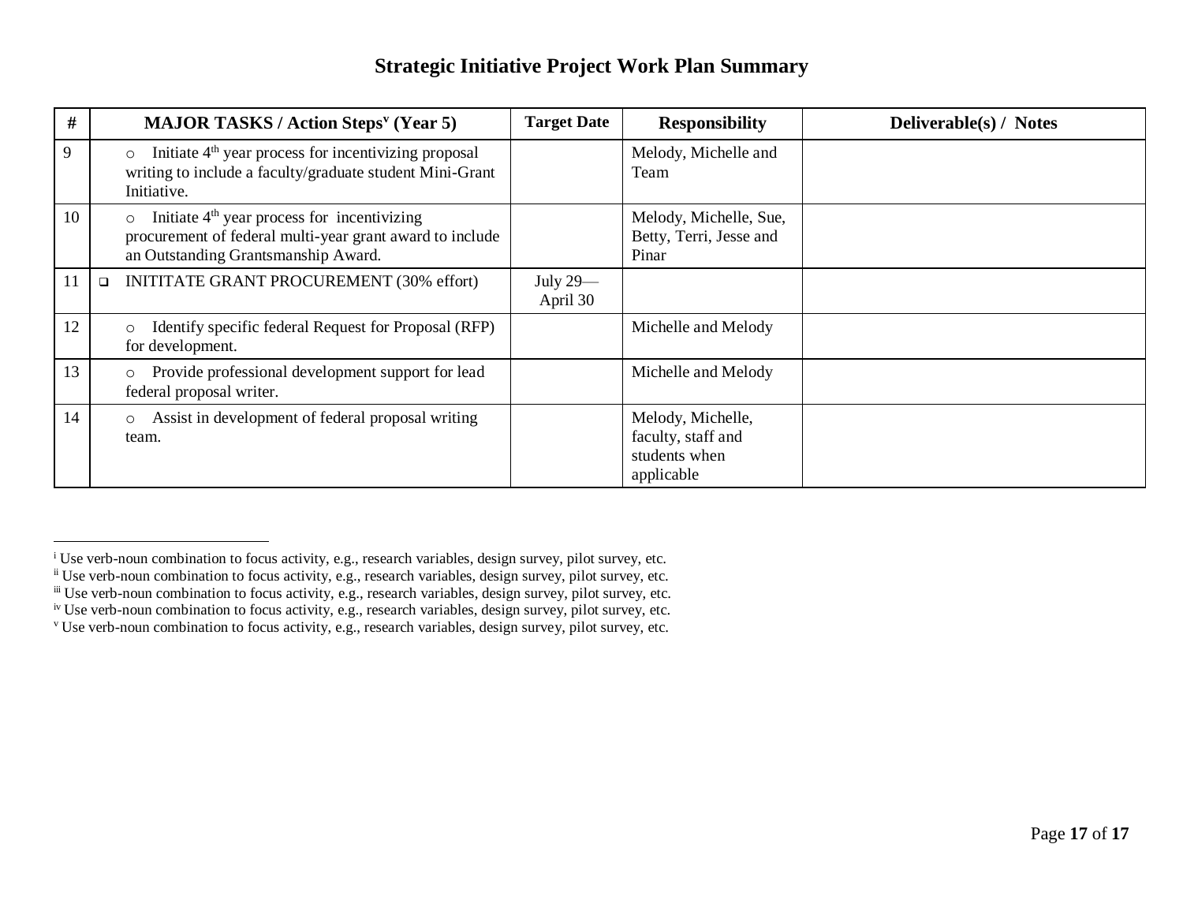## Strategic Initiative Project Work Plan Summary

| # | MAJOR TASKS / Action Steps[v] (Year 5) | Target Date | Responsibility | Deliverable(s) / Notes |
|---|---|---|---|---|
| 9 | ○ Initiate 4th year process for incentivizing proposal writing to include a faculty/graduate student Mini-Grant Initiative. | | Melody, Michelle and Team | |
| 10 | ○ Initiate 4th year process for incentivizing procurement of federal multi-year grant award to include an Outstanding Grantsmanship Award. | | Melody, Michelle, Sue, Betty, Terri, Jesse and Pinar | |
| 11 | ❑ INITITATE GRANT PROCUREMENT (30% effort) | July 29—April 30 | | |
| 12 | ○ Identify specific federal Request for Proposal (RFP) for development. | | Michelle and Melody | |
| 13 | ○ Provide professional development support for lead federal proposal writer. | | Michelle and Melody | |
| 14 | ○ Assist in development of federal proposal writing team. | | Melody, Michelle, faculty, staff and students when applicable | |

---

[i] Use verb-noun combination to focus activity, e.g., research variables, design survey, pilot survey, etc.
[ii] Use verb-noun combination to focus activity, e.g., research variables, design survey, pilot survey, etc.
[iii] Use verb-noun combination to focus activity, e.g., research variables, design survey, pilot survey, etc.
[iv] Use verb-noun combination to focus activity, e.g., research variables, design survey, pilot survey, etc.
[v] Use verb-noun combination to focus activity, e.g., research variables, design survey, pilot survey, etc.